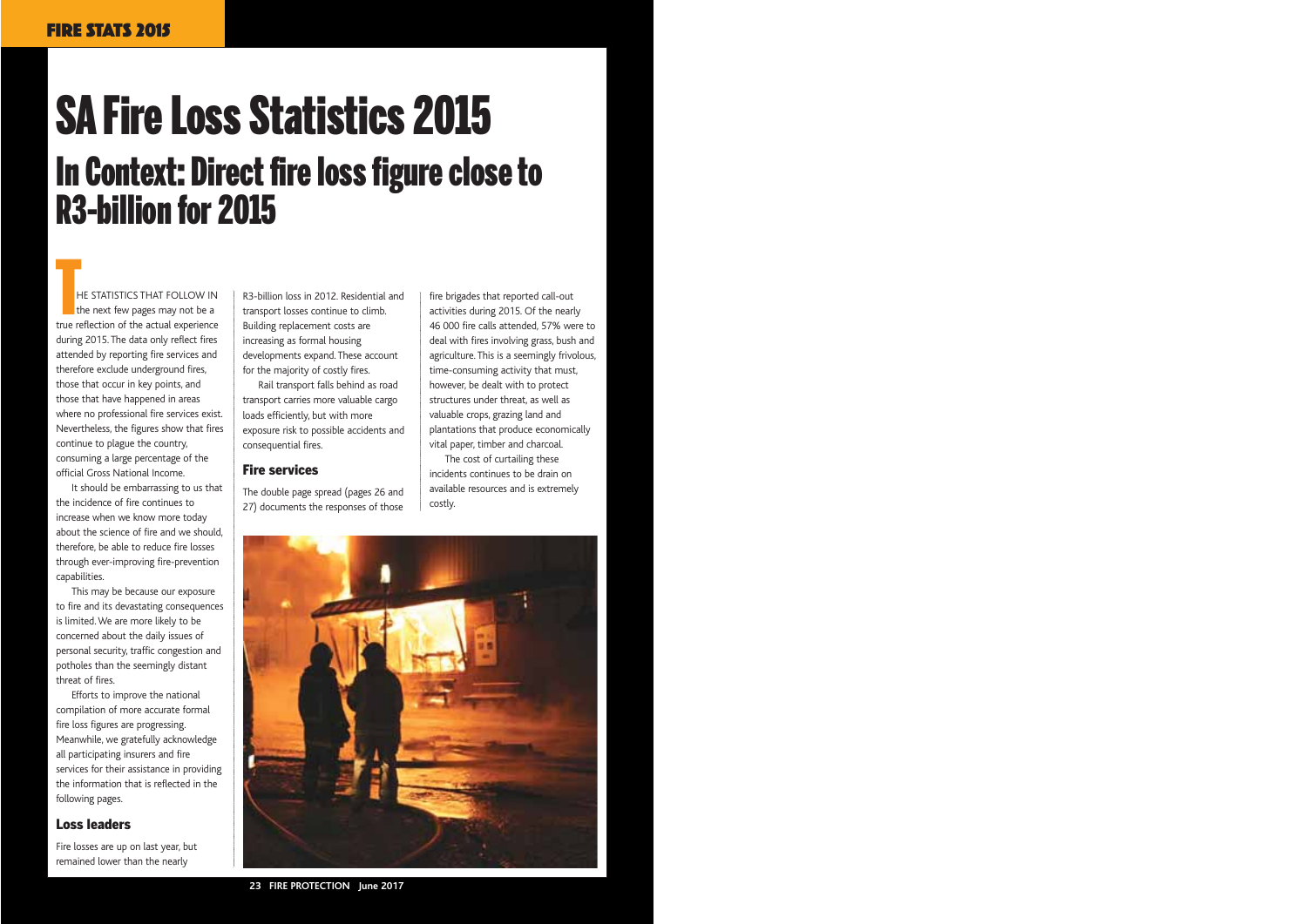# SA Fire Loss Statistics 2015

## In Context: Direct fire loss figure close to R3-billion for 2015

THE STATISTICS THAT FOLLOW IN the next few pages may not be a true reflection of the actual experience during 2015. The data only reflect fires attended by reporting fire services and therefore exclude underground fires, those that occur in key points, and those that have happened in areas where no professional fire services exist. Nevertheless, the figures show that fires continue to plague the country, consuming a large percentage of the official Gross National Income.

It should be embarrassing to us that the incidence of fire continues to increase when we know more today about the science of fire and we should, therefore, be able to reduce fire losses through ever-improving fire-prevention capabilities.

This may be because our exposure to fire and its devastating consequences is limited. We are more likely to be concerned about the daily issues of personal security, traffic congestion and potholes than the seemingly distant threat of fires.

Efforts to improve the national compilation of more accurate formal fire loss figures are progressing. Meanwhile, we gratefully acknowledge all participating insurers and fire services for their assistance in providing the information that is reflected in the following pages.

### Loss leaders

Fire losses are up on last year, but remained lower than the nearly R3-billion loss in 2012. Residential and transport losses continue to climb. Building replacement costs are increasing as formal housing developments expand. These account for the majority of costly fires.

Rail transport falls behind as road transport carries more valuable cargo loads efficiently, but with more exposure risk to possible accidents and consequential fires.

### Fire services

The double page spread (pages 26 and 27) documents the responses of those fire brigades that reported call-out activities during 2015. Of the nearly 46 000 fire calls attended, 57% were to deal with fires involving grass, bush and agriculture. This is a seemingly frivolous, time-consuming activity that must, however, be dealt with to protect structures under threat, as well as valuable crops, grazing land and plantations that produce economically vital paper, timber and charcoal.

The cost of curtailing these incidents continues to be drain on available resources and is extremely costly.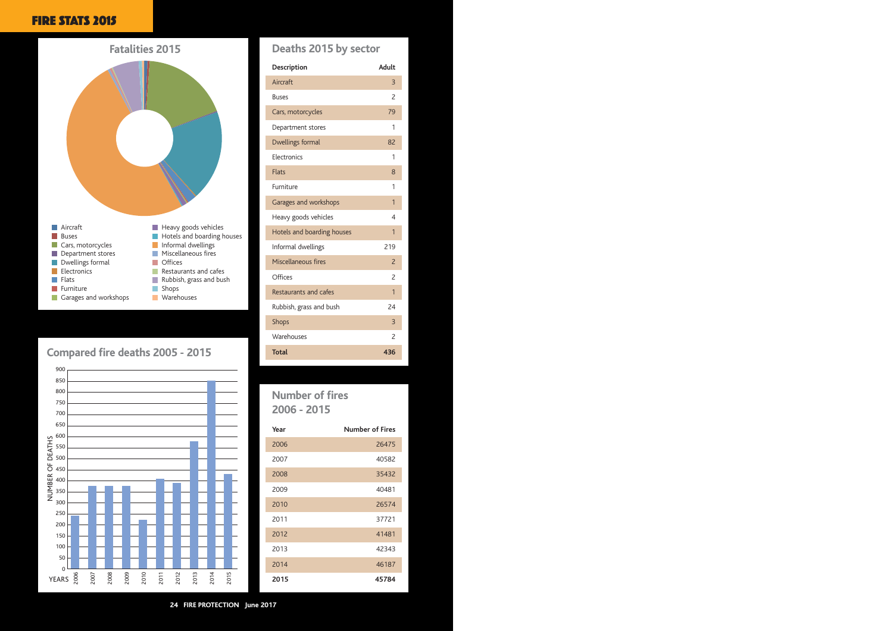# FIRE STATS 2015

## Fatalities 2015

- Aircraft
- Buses
- Cars, motorcycles
- Department stores
- Dwellings formal
- Electronics
- Flats
- Furniture
- Garages and workshops
- Heavy goods vehicles
- Hotels and boarding houses
- Informal dwellings
- Miscellaneous fires
- Offices
- Restaurants and cafes
- Rubbish, grass and bush
- Shops
- Warehouses

## Deaths 2015 by sector

| Description | Adult |
|---|---|
| Aircraft | 3 |
| Buses | 2 |
| Cars, motorcycles | 79 |
| Department stores | 1 |
| Dwellings formal | 82 |
| Electronics | 1 |
| Flats | 8 |
| Furniture | 1 |
| Garages and workshops | 1 |
| Heavy goods vehicles | 4 |
| Hotels and boarding houses | 1 |
| Informal dwellings | 219 |
| Miscellaneous fires | 2 |
| Offices | 2 |
| Restaurants and cafes | 1 |
| Rubbish, grass and bush | 24 |
| Shops | 3 |
| Warehouses | 2 |
| **Total** | **436** |

## Compared fire deaths 2005 - 2015

NUMBER OF DEATHS (0–900) by YEARS (2006–2015)

## Number of fires 2006 - 2015

| Year | Number of Fires |
|---|---|
| 2006 | 26475 |
| 2007 | 40582 |
| 2008 | 35432 |
| 2009 | 40481 |
| 2010 | 26574 |
| 2011 | 37721 |
| 2012 | 41481 |
| 2013 | 42343 |
| 2014 | 46187 |
| **2015** | **45784** |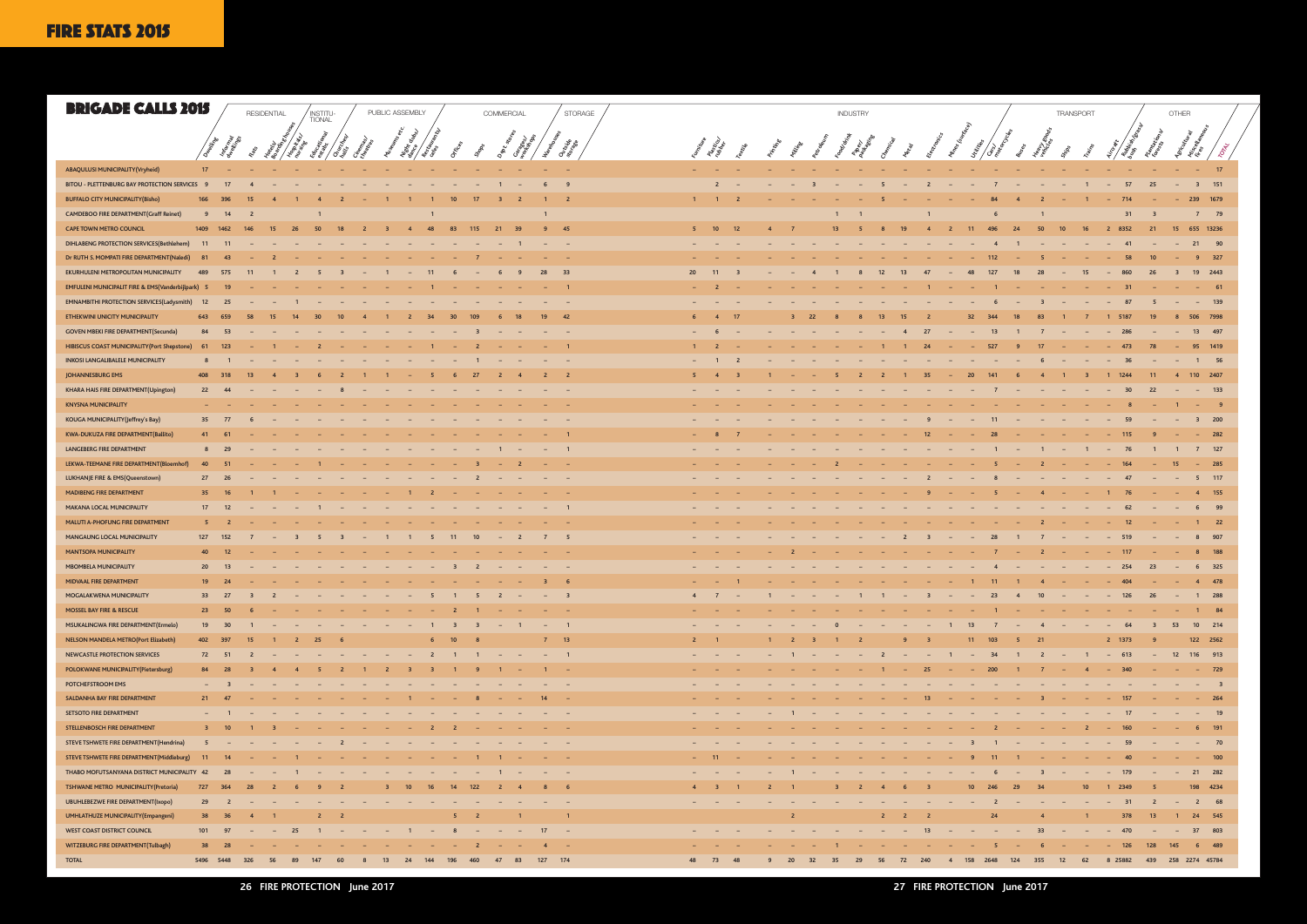# FIRE STATS 2015

## BRIGADE CALLS 2015

| BRIGADE CALLS 2015 | RESIDENTIAL | | | | INSTITUTIONAL | | PUBLIC ASSEMBLY | | | | | COMMERCIAL | | | | STORAGE | | INDUSTRY | | | | | | | | | | | | | TRANSPORT | | | | | | OTHER | | | | |
|---|---|---|---|---|---|---|---|---|---|---|---|---|---|---|---|---|---|---|---|---|---|---|---|---|---|---|---|---|---|---|---|---|---|---|---|---|---|---|---|---|---|
| | Dwelling | Informal dwellings | Flats | Hotels/ Boarding houses | Hospitals/ nursing | Educational estates | Churches/ halls | Cinemas/ theatres | Museums etc. | Night clubs/ dance | Restaurants/ cafes | Offices | Shops | Dept. stores | Garages/ workshops | Warehouses | Outside storage | Furniture | Plastics/ rubber | Textile | Printing | Milling | Petroleum | Food/ drink | Paper/ packaging | Chemical | Metal | Electronics | Mines (surface) | Utilities | Cars/ motorcycles | Buses | Heavy goods vehicles | Ships | Trains | Aircraft | Rubbish/grass/ bush | Plantations/ forests | Agricultural | Miscellaneous fires | TOTAL |
| ABAQULUSI MUNICIPALITY(Vryheid) | 17 | – | – | – | – | – | – | – | – | – | – | – | – | – | – | – | – | – | – | – | – | – | – | – | – | – | – | – | – | – | – | – | – | – | – | – | – | – | – | – | 17 |
| BITOU - PLETTENBURG BAY PROTECTION SERVICES | 9 | 17 | 4 | – | – | – | – | – | – | – | – | – | – | 1 | – | 6 | 9 | – | 2 | – | – | – | 3 | – | – | 5 | – | 2 | – | – | 7 | – | – | – | 1 | – | 57 | 25 | – | 3 | 151 |
| BUFFALO CITY MUNICIPALITY(Bisho) | 166 | 396 | 15 | 4 | 1 | 4 | 2 | – | 1 | 1 | 1 | 10 | 17 | 3 | 2 | 1 | 2 | 1 | 1 | 2 | – | – | – | – | – | 5 | – | – | – | – | 84 | 4 | 2 | – | 1 | – | 714 | – | – | 239 | 1679 |
| CAMDEBOO FIRE DEPARTMENT(Graff Reinet) | 9 | 14 | 2 | – | – | 1 | – | – | – | – | 1 | – | – | – | – | – | 1 | – | – | – | – | – | – | 1 | 1 | – | – | 1 | – | – | 6 | – | 1 | – | – | – | 31 | 3 | – | 7 | 79 |
| CAPE TOWN METRO COUNCIL | 1409 | 1462 | 146 | 15 | 26 | 50 | 18 | 2 | 3 | 4 | 48 | 83 | 115 | 21 | 39 | 9 | 45 | 5 | 10 | 12 | 4 | 7 | – | 13 | 5 | 8 | 19 | 4 | 2 | 11 | 496 | 24 | 50 | 10 | 16 | 2 | 8352 | 21 | 15 | 655 | 13236 |
| DIHLABENG PROTECTION SERVICES(Bethlehem) | 11 | 11 | – | – | – | – | – | – | – | – | – | – | – | 1 | – | – | – | – | – | – | – | – | – | – | – | – | – | – | – | – | 4 | 1 | – | – | – | – | 41 | – | – | 21 | 90 |
| Dr RUTH S. MOMPATI FIRE DEPARTMENT(Naledi) | 81 | 43 | – | 2 | – | – | – | – | – | – | – | – | 7 | – | – | – | – | – | – | – | – | – | – | – | – | – | – | – | – | – | 112 | – | 5 | – | – | – | 58 | 10 | – | 9 | 327 |
| EKURHULENI METROPOLITAN MUNICIPALITY | 489 | 575 | 11 | 1 | 2 | 5 | 3 | – | 1 | – | 11 | 6 | – | 6 | 9 | 28 | 33 | 20 | 11 | 3 | – | – | 4 | 1 | 8 | 12 | 13 | 47 | – | 48 | 127 | 18 | 28 | – | 15 | – | 860 | 26 | 3 | 19 | 2443 |
| EMFULENI MUNICIPALIT FIRE & EMS(Vanderbijlpark) | 5 | 19 | – | – | – | – | – | – | – | – | 1 | – | – | – | – | – | 1 | – | 2 | – | – | – | – | – | – | – | – | 1 | – | – | 1 | – | – | – | – | – | 31 | – | – | – | 61 |
| EMNAMBITHI PROTECTION SERVICES(Ladysmith) | 12 | 25 | – | – | 1 | – | – | – | – | – | – | – | – | – | – | – | – | – | – | – | – | – | – | – | – | – | – | – | – | – | 6 | – | 3 | – | – | – | 87 | 5 | – | – | 139 |
| ETHEKWINI UNICITY MUNICIPALITY | 643 | 659 | 58 | 15 | 14 | 30 | 10 | 4 | 1 | 2 | 34 | 30 | 109 | 6 | 18 | 19 | 42 | 6 | 4 | 17 | – | 3 | 22 | 8 | 8 | 13 | 15 | 2 | – | 32 | 344 | 18 | 83 | 1 | 7 | 1 | 5187 | 19 | 8 | 506 | 7998 |
| GOVEN MBEKI FIRE DEPARTMENT(Secunda) | 84 | 53 | – | – | – | – | – | – | – | – | – | – | 3 | – | – | – | – | – | 6 | – | – | – | – | – | – | – | 4 | 27 | – | – | 13 | – | 7 | – | – | – | 286 | – | – | 13 | 497 |
| HIBISCUS COAST MUNICIPALITY(Port Shepstone) | 61 | 123 | – | 1 | – | 2 | – | – | – | – | 1 | – | 2 | – | – | – | 1 | 1 | 2 | – | – | – | – | – | – | 1 | 1 | 24 | – | – | 527 | 9 | 17 | – | – | – | 473 | 78 | – | 95 | 1419 |
| INKOSI LANGALIBALELE MUNICIPALITY | 8 | 1 | – | – | – | – | – | – | – | – | – | – | 1 | – | – | – | – | – | 1 | 2 | – | – | – | – | – | – | – | – | – | – | – | – | 6 | – | – | – | 36 | – | – | 1 | 56 |
| JOHANNESBURG EMS | 408 | 318 | 13 | 4 | 3 | 6 | 2 | 1 | 1 | – | 5 | 6 | 27 | 2 | 4 | 2 | 2 | 5 | 4 | 3 | 1 | – | – | 5 | 2 | 2 | 1 | 35 | – | 20 | 141 | 6 | 4 | 1 | 3 | 1 | 1244 | 11 | 4 | 110 | 2407 |
| KHARA HAIS FIRE DEPARTMENT(Upington) | 22 | 44 | – | – | – | – | 8 | – | – | – | – | – | – | – | – | – | – | – | – | – | – | – | – | – | – | – | – | – | – | – | 7 | – | – | – | – | – | 30 | 22 | – | – | 133 |
| KNYSNA MUNICIPALITY | – | – | – | – | – | – | – | – | – | – | – | – | – | – | – | – | – | – | – | – | – | – | – | – | – | – | – | – | – | – | – | – | – | – | – | – | 8 | – | 1 | – | 9 |
| KOUGA MUNICIPALITY(Jeffrey's Bay) | 35 | 77 | 6 | – | – | – | – | – | – | – | – | – | – | – | – | – | – | – | – | – | – | – | – | – | – | – | – | 9 | – | – | 11 | – | – | – | – | – | 59 | – | – | 3 | 200 |
| KWA-DUKUZA FIRE DEPARTMENT(Ballito) | 41 | 61 | – | – | – | – | – | – | – | – | – | – | – | – | – | – | 1 | – | 8 | 7 | – | – | – | – | – | – | – | 12 | – | – | 28 | – | – | – | – | – | 115 | 9 | – | – | 282 |
| LANGEBERG FIRE DEPARTMENT | 8 | 29 | – | – | – | – | – | – | – | – | – | – | – | 1 | – | – | 1 | – | – | – | – | – | – | – | – | – | – | – | – | – | 1 | – | 1 | – | 1 | – | 76 | 1 | 1 | 7 | 127 |
| LEKWA-TEEMANE FIRE DEPARTMENT(Bloemhof) | 40 | 51 | – | – | – | 1 | – | – | – | – | – | – | 3 | – | 2 | – | – | – | – | – | – | – | – | 2 | – | – | – | – | – | – | 5 | – | 2 | – | – | – | 164 | – | 15 | – | 285 |
| LUKHANJE FIRE & EMS(Queenstown) | 27 | 26 | – | – | – | – | – | – | – | – | – | – | 2 | – | – | – | – | – | – | – | – | – | – | – | – | – | – | 2 | – | – | 8 | – | – | – | – | – | 47 | – | – | 5 | 117 |
| MADIBENG FIRE DEPARTMENT | 35 | 16 | 1 | 1 | – | – | – | – | – | 1 | 2 | – | – | – | – | – | – | – | – | – | – | – | – | – | – | – | – | 9 | – | – | 5 | – | 4 | – | – | 1 | 76 | – | – | 4 | 155 |
| MAKANA LOCAL MUNICIPALITY | 17 | 12 | – | – | – | 1 | – | – | – | – | – | – | – | – | – | – | 1 | – | – | – | – | – | – | – | – | – | – | – | – | – | – | – | – | – | – | – | 62 | – | – | 6 | 99 |
| MALUTI A-PHOFUNG FIRE DEPARTMENT | 5 | 2 | – | – | – | – | – | – | – | – | – | – | – | – | – | – | – | – | – | – | – | – | – | – | – | – | – | – | – | – | – | – | 2 | – | – | – | 12 | – | – | 1 | 22 |
| MANGAUNG LOCAL MUNICIPALITY | 127 | 152 | 7 | – | 3 | 5 | 3 | – | 1 | 1 | 5 | 11 | 10 | – | 2 | 7 | 5 | – | – | – | – | – | – | – | – | – | 2 | 3 | – | – | 28 | 1 | 7 | – | – | – | 519 | – | – | 8 | 907 |
| MANTSOPA MUNICIPALITY | 40 | 12 | – | – | – | – | – | – | – | – | – | – | – | – | – | – | – | – | – | – | – | 2 | – | – | – | – | – | – | – | – | 7 | – | 2 | – | – | – | 117 | – | – | 8 | 188 |
| MBOMBELA MUNICIPALITY | 20 | 13 | – | – | – | – | – | – | – | – | – | 3 | 2 | – | – | – | – | – | – | – | – | – | – | – | – | – | – | – | – | – | 4 | – | – | – | – | – | 254 | 23 | – | 6 | 325 |
| MIDVAAL FIRE DEPARTMENT | 19 | 24 | – | – | – | – | – | – | – | – | – | – | – | – | – | 3 | 6 | – | – | 1 | – | – | – | – | – | – | – | – | – | 1 | 11 | 1 | 4 | – | – | – | 404 | – | – | 4 | 478 |
| MOGALAKWENA MUNICIPALITY | 33 | 27 | 3 | 2 | – | – | – | – | – | – | 5 | 1 | 5 | 2 | – | – | 3 | 4 | 7 | – | 1 | – | – | – | 1 | 1 | – | 3 | – | – | 23 | 4 | 10 | – | – | – | 126 | 26 | – | 1 | 288 |
| MOSSEL BAY FIRE & RESCUE | 23 | 50 | 6 | – | – | – | – | – | – | – | – | 2 | 1 | – | – | – | – | – | – | – | – | – | – | – | – | – | – | – | – | – | 1 | – | – | – | – | – | – | – | – | 1 | 84 |
| MSUKALINGWA FIRE DEPARTMENT(Ermelo) | 19 | 30 | 1 | – | – | – | – | – | – | – | 1 | 3 | 3 | – | 1 | – | 1 | – | – | – | – | – | – | 0 | – | – | – | – | 1 | 13 | 7 | – | 4 | – | – | – | 64 | 3 | 53 | 10 | 214 |
| NELSON MANDELA METRO(Port Elizabeth) | 402 | 397 | 15 | 1 | 2 | 25 | 6 | – | – | – | 6 | 10 | 8 | – | – | 7 | 13 | 2 | 1 | – | 1 | 2 | 3 | 1 | 2 | – | 9 | 3 | – | 11 | 103 | 5 | 21 | – | – | 2 | 1373 | 9 | – | 122 | 2562 |
| NEWCASTLE PROTECTION SERVICES | 72 | 51 | 2 | – | – | – | – | – | – | – | 2 | 1 | 1 | – | – | – | 1 | – | – | – | – | 1 | – | – | – | 2 | – | – | 1 | – | 34 | 1 | 2 | – | 1 | – | 613 | – | 12 | 116 | 913 |
| POLOKWANE MUNICIPALITY(Pietersburg) | 84 | 28 | 3 | 4 | 4 | 5 | 2 | 1 | 2 | 3 | 3 | 1 | 9 | 1 | – | 1 | – | – | – | – | – | – | – | – | – | 1 | – | 25 | – | – | 200 | 1 | 7 | – | 4 | – | 340 | – | – | – | 729 |
| POTCHEFSTROOM EMS | – | 3 | – | – | – | – | – | – | – | – | – | – | – | – | – | – | – | – | – | – | – | – | – | – | – | – | – | – | – | – | – | – | – | – | – | – | – | – | – | – | 3 |
| SALDANHA BAY FIRE DEPARTMENT | 21 | 47 | – | – | – | – | – | – | 1 | – | – | – | 8 | – | – | 14 | – | – | – | – | – | – | – | – | – | – | – | 13 | – | – | – | – | 3 | – | – | – | 157 | – | – | – | 264 |
| SETSOTO FIRE DEPARTMENT | – | 1 | – | – | – | – | – | – | – | – | – | – | – | – | – | – | – | – | – | – | – | 1 | – | – | – | – | – | – | – | – | – | – | – | – | – | – | 17 | – | – | – | 19 |
| STELLENBOSCH FIRE DEPARTMENT | 3 | 10 | 1 | 3 | – | – | – | – | – | – | 2 | 2 | – | – | – | – | – | – | – | – | – | – | – | – | – | – | – | – | – | – | 2 | – | – | – | 2 | – | 160 | – | – | 6 | 191 |
| STEVE TSHWETE FIRE DEPARTMENT(Hendrina) | 5 | – | – | – | – | – | 2 | – | – | – | – | – | – | – | – | – | – | – | – | – | – | – | – | – | – | – | – | – | – | 3 | 1 | – | – | – | – | – | 59 | – | – | – | 70 |
| STEVE TSHWETE FIRE DEPARTMENT(Middelburg) | 11 | 14 | – | – | 1 | – | – | – | – | – | – | – | 1 | 1 | – | – | – | – | 11 | – | – | – | – | – | – | – | – | – | – | 9 | 11 | 1 | – | – | – | – | 40 | – | – | – | 100 |
| THABO MOFUTSANYANA DISTRICT MUNICIPALITY | 42 | 28 | – | – | 1 | – | – | – | – | – | – | – | – | 1 | – | – | – | – | – | – | – | 1 | – | – | – | – | – | – | – | – | 6 | – | 3 | – | – | – | 179 | – | – | 21 | 282 |
| TSHWANE METRO MUNICIPALITY(Pretoria) | 727 | 364 | 28 | 2 | 6 | 9 | 2 | – | 3 | 10 | 16 | 14 | 122 | 2 | 4 | 8 | 6 | 4 | 3 | 1 | 2 | 1 | – | 3 | 2 | 4 | 6 | 3 | – | 10 | 246 | 29 | 34 | – | 10 | 1 | 2349 | 5 | – | 198 | 4234 |
| UBUHLEBEZWE FIRE DEPARTMENT(Ixopo) | 29 | 2 | – | – | – | – | – | – | – | – | – | – | – | – | – | – | – | – | – | – | – | – | – | – | – | – | – | – | – | – | 2 | – | – | – | – | – | 31 | 2 | – | 2 | 68 |
| UMHLATHUZE MUNICIPALITY(Empangeni) | 38 | 36 | 4 | 1 | – | 2 | 2 | – | – | – | – | 5 | 2 | – | 1 | – | 1 | – | – | – | – | 2 | – | – | – | 2 | 2 | 2 | – | – | 24 | – | 4 | – | 1 | – | 378 | 13 | 1 | 24 | 545 |
| WEST COAST DISTRICT COUNCIL | 101 | 97 | – | – | 25 | 1 | – | – | 1 | – | – | 8 | – | – | – | 17 | – | – | – | – | – | – | – | – | – | – | – | 13 | – | – | – | – | 33 | – | – | – | 470 | – | – | 37 | 803 |
| WITZEBURG FIRE DEPARTMENT(Tulbagh) | 38 | 28 | – | – | – | – | – | – | – | – | – | – | 2 | – | – | 4 | – | – | – | – | – | – | – | 1 | – | – | – | – | – | – | 5 | – | 6 | – | – | – | 126 | 128 | 145 | 6 | 489 |
| TOTAL | 5496 | 5448 | 326 | 56 | 89 | 147 | 60 | 8 | 13 | 24 | 144 | 196 | 460 | 47 | 83 | 127 | 174 | 48 | 73 | 48 | 9 | 20 | 32 | 35 | 29 | 56 | 72 | 240 | 4 | 158 | 2648 | 124 | 355 | 12 | 62 | 8 | 25882 | 439 | 258 | 2274 | 45784 |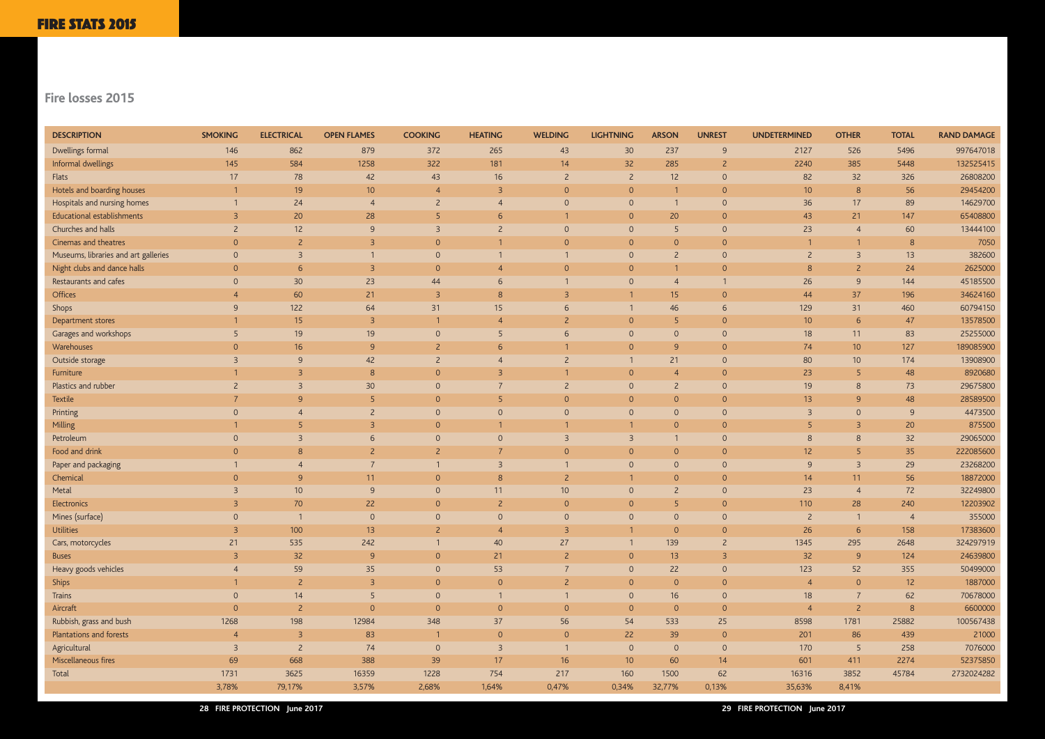## Fire losses 2015

| DESCRIPTION | SMOKING | ELECTRICAL | OPEN FLAMES | COOKING | HEATING | WELDING | LIGHTNING | ARSON | UNREST | UNDETERMINED | OTHER | TOTAL | RAND DAMAGE |
|---|---|---|---|---|---|---|---|---|---|---|---|---|---|
| Dwellings formal | 146 | 862 | 879 | 372 | 265 | 43 | 30 | 237 | 9 | 2127 | 526 | 5496 | 997647018 |
| Informal dwellings | 145 | 584 | 1258 | 322 | 181 | 14 | 32 | 285 | 2 | 2240 | 385 | 5448 | 132525415 |
| Flats | 17 | 78 | 42 | 43 | 16 | 2 | 2 | 12 | 0 | 82 | 32 | 326 | 26808200 |
| Hotels and boarding houses | 1 | 19 | 10 | 4 | 3 | 0 | 0 | 1 | 0 | 10 | 8 | 56 | 29454200 |
| Hospitals and nursing homes | 1 | 24 | 4 | 2 | 4 | 0 | 0 | 1 | 0 | 36 | 17 | 89 | 14629700 |
| Educational establishments | 3 | 20 | 28 | 5 | 6 | 1 | 0 | 20 | 0 | 43 | 21 | 147 | 65408800 |
| Churches and halls | 2 | 12 | 9 | 3 | 2 | 0 | 0 | 5 | 0 | 23 | 4 | 60 | 13444100 |
| Cinemas and theatres | 0 | 2 | 3 | 0 | 1 | 0 | 0 | 0 | 0 | 1 | 1 | 8 | 7050 |
| Museums, libraries and art galleries | 0 | 3 | 1 | 0 | 1 | 1 | 0 | 2 | 0 | 2 | 3 | 13 | 382600 |
| Night clubs and dance halls | 0 | 6 | 3 | 0 | 4 | 0 | 0 | 1 | 0 | 8 | 2 | 24 | 2625000 |
| Restaurants and cafes | 0 | 30 | 23 | 44 | 6 | 1 | 0 | 4 | 1 | 26 | 9 | 144 | 45185500 |
| Offices | 4 | 60 | 21 | 3 | 8 | 3 | 1 | 15 | 0 | 44 | 37 | 196 | 34624160 |
| Shops | 9 | 122 | 64 | 31 | 15 | 6 | 1 | 46 | 6 | 129 | 31 | 460 | 60794150 |
| Department stores | 1 | 15 | 3 | 1 | 4 | 2 | 0 | 5 | 0 | 10 | 6 | 47 | 13578500 |
| Garages and workshops | 5 | 19 | 19 | 0 | 5 | 6 | 0 | 0 | 0 | 18 | 11 | 83 | 25255000 |
| Warehouses | 0 | 16 | 9 | 2 | 6 | 1 | 0 | 9 | 0 | 74 | 10 | 127 | 189085900 |
| Outside storage | 3 | 9 | 42 | 2 | 4 | 2 | 1 | 21 | 0 | 80 | 10 | 174 | 13908900 |
| Furniture | 1 | 3 | 8 | 0 | 3 | 1 | 0 | 4 | 0 | 23 | 5 | 48 | 8920680 |
| Plastics and rubber | 2 | 3 | 30 | 0 | 7 | 2 | 0 | 2 | 0 | 19 | 8 | 73 | 29675800 |
| Textile | 7 | 9 | 5 | 0 | 5 | 0 | 0 | 0 | 0 | 13 | 9 | 48 | 28589500 |
| Printing | 0 | 4 | 2 | 0 | 0 | 0 | 0 | 0 | 0 | 3 | 0 | 9 | 4473500 |
| Milling | 1 | 5 | 3 | 0 | 1 | 1 | 1 | 0 | 0 | 5 | 3 | 20 | 875500 |
| Petroleum | 0 | 3 | 6 | 0 | 0 | 3 | 3 | 1 | 0 | 8 | 8 | 32 | 29065000 |
| Food and drink | 0 | 8 | 2 | 2 | 7 | 0 | 0 | 0 | 0 | 12 | 5 | 35 | 222085600 |
| Paper and packaging | 1 | 4 | 7 | 1 | 3 | 1 | 0 | 0 | 0 | 9 | 3 | 29 | 23268200 |
| Chemical | 0 | 9 | 11 | 0 | 8 | 2 | 1 | 0 | 0 | 14 | 11 | 56 | 18872000 |
| Metal | 3 | 10 | 9 | 0 | 11 | 10 | 0 | 2 | 0 | 23 | 4 | 72 | 32249800 |
| Electronics | 3 | 70 | 22 | 0 | 2 | 0 | 0 | 5 | 0 | 110 | 28 | 240 | 12203902 |
| Mines (surface) | 0 | 1 | 0 | 0 | 0 | 0 | 0 | 0 | 0 | 2 | 1 | 4 | 355000 |
| Utilities | 3 | 100 | 13 | 2 | 4 | 3 | 1 | 0 | 0 | 26 | 6 | 158 | 17383600 |
| Cars, motorcycles | 21 | 535 | 242 | 1 | 40 | 27 | 1 | 139 | 2 | 1345 | 295 | 2648 | 324297919 |
| Buses | 3 | 32 | 9 | 0 | 21 | 2 | 0 | 13 | 3 | 32 | 9 | 124 | 24639800 |
| Heavy goods vehicles | 4 | 59 | 35 | 0 | 53 | 7 | 0 | 22 | 0 | 123 | 52 | 355 | 50499000 |
| Ships | 1 | 2 | 3 | 0 | 0 | 2 | 0 | 0 | 0 | 4 | 0 | 12 | 1887000 |
| Trains | 0 | 14 | 5 | 0 | 1 | 1 | 0 | 16 | 0 | 18 | 7 | 62 | 70678000 |
| Aircraft | 0 | 2 | 0 | 0 | 0 | 0 | 0 | 0 | 0 | 4 | 2 | 8 | 6600000 |
| Rubbish, grass and bush | 1268 | 198 | 12984 | 348 | 37 | 56 | 54 | 533 | 25 | 8598 | 1781 | 25882 | 100567438 |
| Plantations and forests | 4 | 3 | 83 | 1 | 0 | 0 | 22 | 39 | 0 | 201 | 86 | 439 | 21000 |
| Agricultural | 3 | 2 | 74 | 0 | 3 | 1 | 0 | 0 | 0 | 170 | 5 | 258 | 7076000 |
| Miscellaneous fires | 69 | 668 | 388 | 39 | 17 | 16 | 10 | 60 | 14 | 601 | 411 | 2274 | 52375850 |
| Total | 1731 | 3625 | 16359 | 1228 | 754 | 217 | 160 | 1500 | 62 | 16316 | 3852 | 45784 | 2732024282 |
| | 3,78% | 79,17% | 3,57% | 2,68% | 1,64% | 0,47% | 0,34% | 32,77% | 0,13% | 35,63% | 8,41% | | |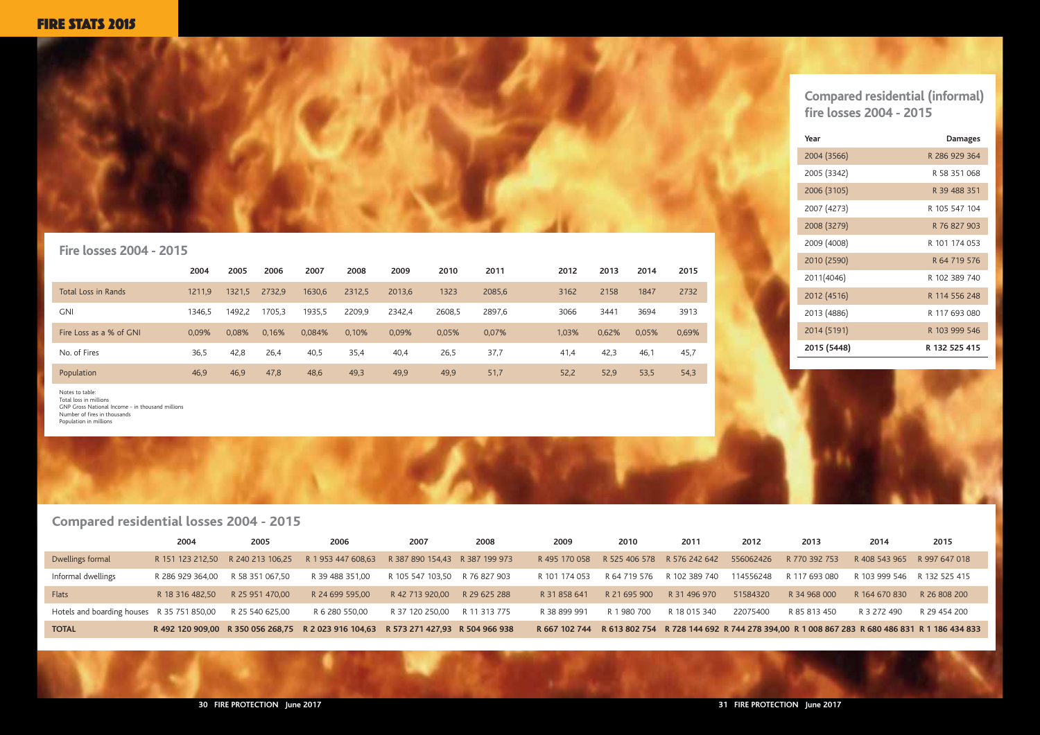# FIRE STATS 2015

## Fire losses 2004 - 2015

| | 2004 | 2005 | 2006 | 2007 | 2008 | 2009 | 2010 | 2011 | 2012 | 2013 | 2014 | 2015 |
|---|---|---|---|---|---|---|---|---|---|---|---|---|
| Total Loss in Rands | 1211,9 | 1321,5 | 2732,9 | 1630,6 | 2312,5 | 2013,6 | 1323 | 2085,6 | 3162 | 2158 | 1847 | 2732 |
| GNI | 1346,5 | 1492,2 | 1705,3 | 1935,5 | 2209,9 | 2342,4 | 2608,5 | 2897,6 | 3066 | 3441 | 3694 | 3913 |
| Fire Loss as a % of GNI | 0,09% | 0,08% | 0,16% | 0,084% | 0,10% | 0,09% | 0,05% | 0,07% | 1,03% | 0,62% | 0,05% | 0,69% |
| No. of Fires | 36,5 | 42,8 | 26,4 | 40,5 | 35,4 | 40,4 | 26,5 | 37,7 | 41,4 | 42,3 | 46,1 | 45,7 |
| Population | 46,9 | 46,9 | 47,8 | 48,6 | 49,3 | 49,9 | 49,9 | 51,7 | 52,2 | 52,9 | 53,5 | 54,3 |

Notes to table:
Total loss in millions
GNP Gross National Income - in thousand millions
Number of fires in thousands
Population in millions

## Compared residential (informal) fire losses 2004 - 2015

| Year | Damages |
|---|---|
| 2004 (3566) | R 286 929 364 |
| 2005 (3342) | R 58 351 068 |
| 2006 (3105) | R 39 488 351 |
| 2007 (4273) | R 105 547 104 |
| 2008 (3279) | R 76 827 903 |
| 2009 (4008) | R 101 174 053 |
| 2010 (2590) | R 64 719 576 |
| 2011(4046) | R 102 389 740 |
| 2012 (4516) | R 114 556 248 |
| 2013 (4886) | R 117 693 080 |
| 2014 (5191) | R 103 999 546 |
| **2015 (5448)** | **R 132 525 415** |

## Compared residential losses 2004 - 2015

| | 2004 | 2005 | 2006 | 2007 | 2008 | 2009 | 2010 | 2011 | 2012 | 2013 | 2014 | 2015 |
|---|---|---|---|---|---|---|---|---|---|---|---|---|
| Dwellings formal | R 151 123 212,50 | R 240 213 106,25 | R 1 953 447 608,63 | R 387 890 154,43 | R 387 199 973 | R 495 170 058 | R 525 406 578 | R 576 242 642 | 556062426 | R 770 392 753 | R 408 543 965 | R 997 647 018 |
| Informal dwellings | R 286 929 364,00 | R 58 351 067,50 | R 39 488 351,00 | R 105 547 103,50 | R 76 827 903 | R 101 174 053 | R 64 719 576 | R 102 389 740 | 114556248 | R 117 693 080 | R 103 999 546 | R 132 525 415 |
| Flats | R 18 316 482,50 | R 25 951 470,00 | R 24 699 595,00 | R 42 713 920,00 | R 29 625 288 | R 31 858 641 | R 21 695 900 | R 31 496 970 | 51584320 | R 34 968 000 | R 164 670 830 | R 26 808 200 |
| Hotels and boarding houses | R 35 751 850,00 | R 25 540 625,00 | R 6 280 550,00 | R 37 120 250,00 | R 11 313 775 | R 38 899 991 | R 1 980 700 | R 18 015 340 | 22075400 | R 85 813 450 | R 3 272 490 | R 29 454 200 |
| **TOTAL** | **R 492 120 909,00** | **R 350 056 268,75** | **R 2 023 916 104,63** | **R 573 271 427,93** | **R 504 966 938** | **R 667 102 744** | **R 613 802 754** | **R 728 144 692** | **R 744 278 394,00** | **R 1 008 867 283** | **R 680 486 831** | **R 1 186 434 833** |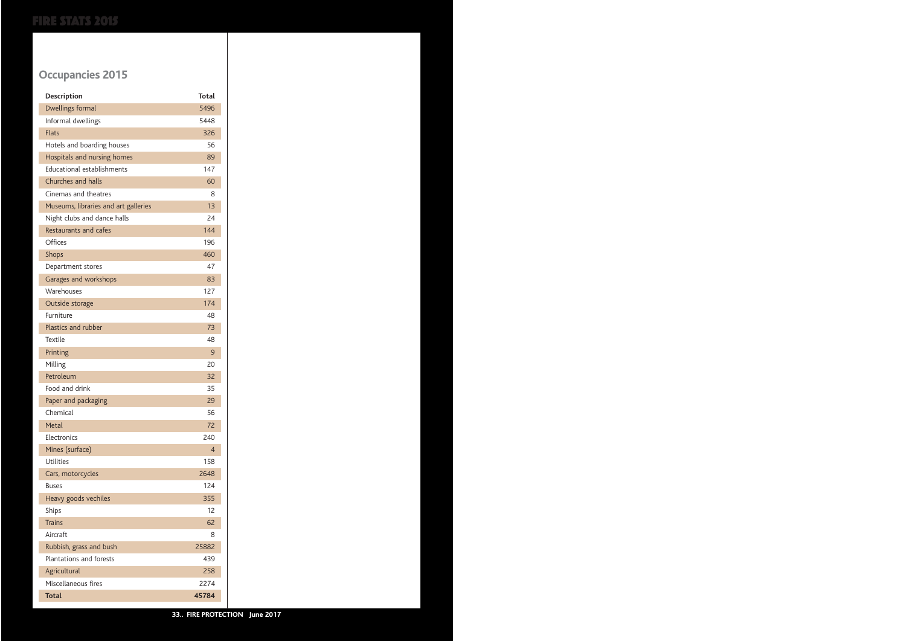## Occupancies 2015

| Description | Total |
|---|---|
| Dwellings formal | 5496 |
| Informal dwellings | 5448 |
| Flats | 326 |
| Hotels and boarding houses | 56 |
| Hospitals and nursing homes | 89 |
| Educational establishments | 147 |
| Churches and halls | 60 |
| Cinemas and theatres | 8 |
| Museums, libraries and art galleries | 13 |
| Night clubs and dance halls | 24 |
| Restaurants and cafes | 144 |
| Offices | 196 |
| Shops | 460 |
| Department stores | 47 |
| Garages and workshops | 83 |
| Warehouses | 127 |
| Outside storage | 174 |
| Furniture | 48 |
| Plastics and rubber | 73 |
| Textile | 48 |
| Printing | 9 |
| Milling | 20 |
| Petroleum | 32 |
| Food and drink | 35 |
| Paper and packaging | 29 |
| Chemical | 56 |
| Metal | 72 |
| Electronics | 240 |
| Mines (surface) | 4 |
| Utilities | 158 |
| Cars, motorcycles | 2648 |
| Buses | 124 |
| Heavy goods vechiles | 355 |
| Ships | 12 |
| Trains | 62 |
| Aircraft | 8 |
| Rubbish, grass and bush | 25882 |
| Plantations and forests | 439 |
| Agricultural | 258 |
| Miscellaneous fires | 2274 |
| **Total** | **45784** |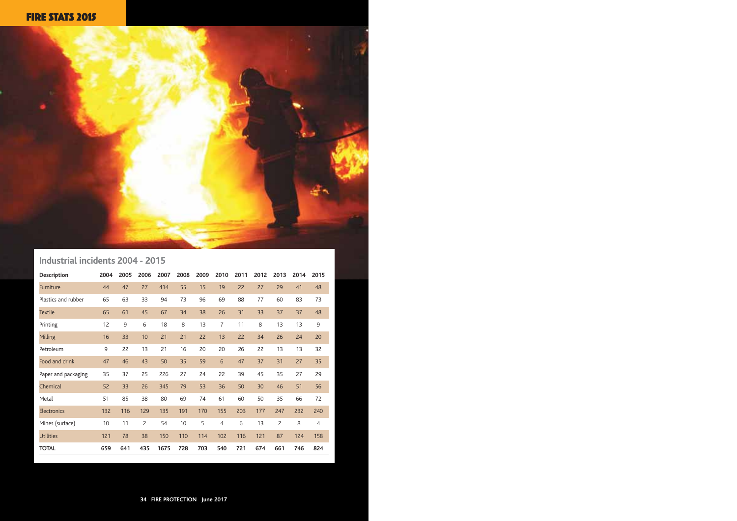## Industrial incidents 2004 - 2015

| Description | 2004 | 2005 | 2006 | 2007 | 2008 | 2009 | 2010 | 2011 | 2012 | 2013 | 2014 | 2015 |
|---|---|---|---|---|---|---|---|---|---|---|---|---|
| Furniture | 44 | 47 | 27 | 414 | 55 | 15 | 19 | 22 | 27 | 29 | 41 | 48 |
| Plastics and rubber | 65 | 63 | 33 | 94 | 73 | 96 | 69 | 88 | 77 | 60 | 83 | 73 |
| Textile | 65 | 61 | 45 | 67 | 34 | 38 | 26 | 31 | 33 | 37 | 37 | 48 |
| Printing | 12 | 9 | 6 | 18 | 8 | 13 | 7 | 11 | 8 | 13 | 13 | 9 |
| Milling | 16 | 33 | 10 | 21 | 21 | 22 | 13 | 22 | 34 | 26 | 24 | 20 |
| Petroleum | 9 | 22 | 13 | 21 | 16 | 20 | 20 | 26 | 22 | 13 | 13 | 32 |
| Food and drink | 47 | 46 | 43 | 50 | 35 | 59 | 6 | 47 | 37 | 31 | 27 | 35 |
| Paper and packaging | 35 | 37 | 25 | 226 | 27 | 24 | 22 | 39 | 45 | 35 | 27 | 29 |
| Chemical | 52 | 33 | 26 | 345 | 79 | 53 | 36 | 50 | 30 | 46 | 51 | 56 |
| Metal | 51 | 85 | 38 | 80 | 69 | 74 | 61 | 60 | 50 | 35 | 66 | 72 |
| Electronics | 132 | 116 | 129 | 135 | 191 | 170 | 155 | 203 | 177 | 247 | 232 | 240 |
| Mines (surface) | 10 | 11 | 2 | 54 | 10 | 5 | 4 | 6 | 13 | 2 | 8 | 4 |
| Utilities | 121 | 78 | 38 | 150 | 110 | 114 | 102 | 116 | 121 | 87 | 124 | 158 |
| **TOTAL** | **659** | **641** | **435** | **1675** | **728** | **703** | **540** | **721** | **674** | **661** | **746** | **824** |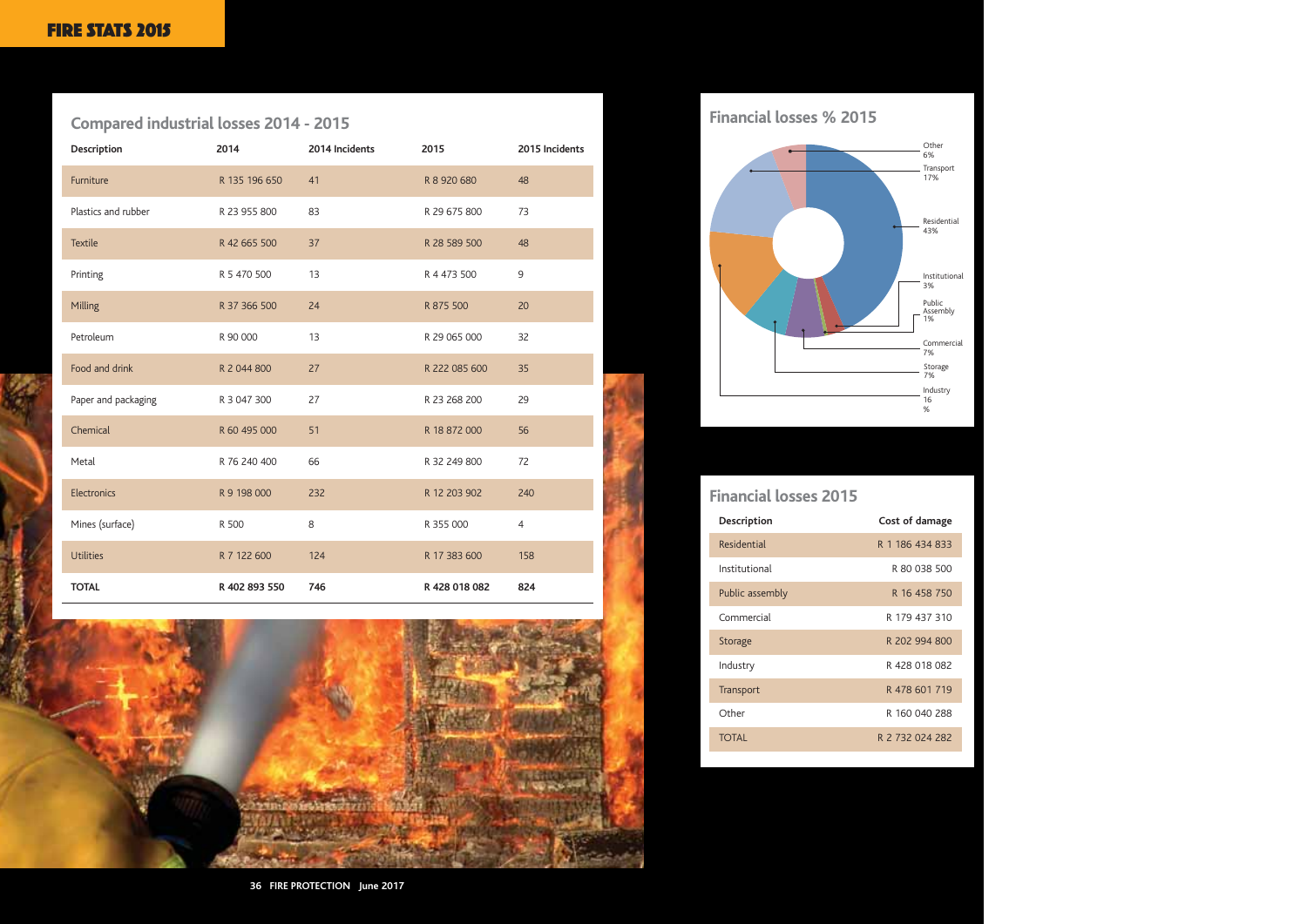# FIRE STATS 2015

## Compared industrial losses 2014 - 2015

| Description | 2014 | 2014 Incidents | 2015 | 2015 Incidents |
|---|---|---|---|---|
| Furniture | R 135 196 650 | 41 | R 8 920 680 | 48 |
| Plastics and rubber | R 23 955 800 | 83 | R 29 675 800 | 73 |
| Textile | R 42 665 500 | 37 | R 28 589 500 | 48 |
| Printing | R 5 470 500 | 13 | R 4 473 500 | 9 |
| Milling | R 37 366 500 | 24 | R 875 500 | 20 |
| Petroleum | R 90 000 | 13 | R 29 065 000 | 32 |
| Food and drink | R 2 044 800 | 27 | R 222 085 600 | 35 |
| Paper and packaging | R 3 047 300 | 27 | R 23 268 200 | 29 |
| Chemical | R 60 495 000 | 51 | R 18 872 000 | 56 |
| Metal | R 76 240 400 | 66 | R 32 249 800 | 72 |
| Electronics | R 9 198 000 | 232 | R 12 203 902 | 240 |
| Mines (surface) | R 500 | 8 | R 355 000 | 4 |
| Utilities | R 7 122 600 | 124 | R 17 383 600 | 158 |
| **TOTAL** | **R 402 893 550** | **746** | **R 428 018 082** | **824** |

## Financial losses % 2015

Other 6%
Transport 17%
Residential 43%
Institutional 3%
Public Assembly 1%
Commercial 7%
Storage 7%
Industry 16 %

## Financial losses 2015

| Description | Cost of damage |
|---|---|
| Residential | R 1 186 434 833 |
| Institutional | R 80 038 500 |
| Public assembly | R 16 458 750 |
| Commercial | R 179 437 310 |
| Storage | R 202 994 800 |
| Industry | R 428 018 082 |
| Transport | R 478 601 719 |
| Other | R 160 040 288 |
| TOTAL | R 2 732 024 282 |